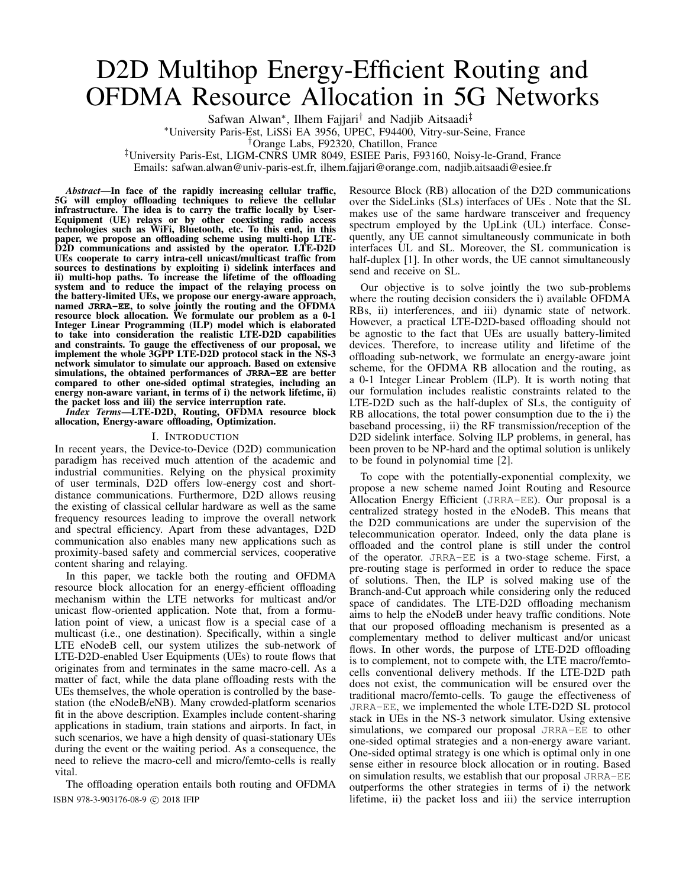# D2D Multihop Energy-Efficient Routing and OFDMA Resource Allocation in 5G Networks

Safwan Alwan*, Ilhem Fajjari† and Nadjib Aitsaadi‡

*University Paris-Est, LiSSi EA 3956, UPEC, F94400, Vitry-sur-Seine, France

†Orange Labs, F92320, Chatillon, France

‡University Paris-Est, LIGM-CNRS UMR 8049, ESIEE Paris, F93160, Noisy-le-Grand, France

Emails: safwan.alwan@univ-paris-est.fr, ilhem.fajjari@orange.com, nadjib.aitsaadi@esiee.fr

***Abstract*—In face of the rapidly increasing cellular traffic, 5G will employ offloading techniques to relieve the cellular infrastructure. The idea is to carry the traffic locally by User-Equipment (UE) relays or by other coexisting radio access technologies such as WiFi, Bluetooth, etc. To this end, in this paper, we propose an offloading scheme using multi-hop LTE-D2D communications and assisted by the operator. LTE-D2D UEs cooperate to carry intra-cell unicast/multicast traffic from sources to destinations by exploiting i) sidelink interfaces and ii) multi-hop paths. To increase the lifetime of the offloading system and to reduce the impact of the relaying process on the battery-limited UEs, we propose our energy-aware approach, named `JRRA-EE`, to solve jointly the routing and the OFDMA resource block allocation. We formulate our problem as a 0-1 Integer Linear Programming (ILP) model which is elaborated to take into consideration the realistic LTE-D2D capabilities and constraints. To gauge the effectiveness of our proposal, we implement the whole 3GPP LTE-D2D protocol stack in the NS-3 network simulator to simulate our approach. Based on extensive simulations, the obtained performances of `JRRA-EE` are better compared to other one-sided optimal strategies, including an energy non-aware variant, in terms of i) the network lifetime, ii) the packet loss and iii) the service interruption rate.**

***Index Terms*—LTE-D2D, Routing, OFDMA resource block allocation, Energy-aware offloading, Optimization.**

## I. Introduction

In recent years, the Device-to-Device (D2D) communication paradigm has received much attention of the academic and industrial communities. Relying on the physical proximity of user terminals, D2D offers low-energy cost and short-distance communications. Furthermore, D2D allows reusing the existing of classical cellular hardware as well as the same frequency resources leading to improve the overall network and spectral efficiency. Apart from these advantages, D2D communication also enables many new applications such as proximity-based safety and commercial services, cooperative content sharing and relaying.

In this paper, we tackle both the routing and OFDMA resource block allocation for an energy-efficient offloading mechanism within the LTE networks for multicast and/or unicast flow-oriented application. Note that, from a formulation point of view, a unicast flow is a special case of a multicast (i.e., one destination). Specifically, within a single LTE eNodeB cell, our system utilizes the sub-network of LTE-D2D-enabled User Equipments (UEs) to route flows that originates from and terminates in the same macro-cell. As a matter of fact, while the data plane offloading rests with the UEs themselves, the whole operation is controlled by the base-station (the eNodeB/eNB). Many crowded-platform scenarios fit in the above description. Examples include content-sharing applications in stadium, train stations and airports. In fact, in such scenarios, we have a high density of quasi-stationary UEs during the event or the waiting period. As a consequence, the need to relieve the macro-cell and micro/femto-cells is really vital.

The offloading operation entails both routing and OFDMA Resource Block (RB) allocation of the D2D communications over the SideLinks (SLs) interfaces of UEs . Note that the SL makes use of the same hardware transceiver and frequency spectrum employed by the UpLink (UL) interface. Consequently, any UE cannot simultaneously communicate in both interfaces UL and SL. Moreover, the SL communication is half-duplex [1]. In other words, the UE cannot simultaneously send and receive on SL.

Our objective is to solve jointly the two sub-problems where the routing decision considers the i) available OFDMA RBs, ii) interferences, and iii) dynamic state of network. However, a practical LTE-D2D-based offloading should not be agnostic to the fact that UEs are usually battery-limited devices. Therefore, to increase utility and lifetime of the offloading sub-network, we formulate an energy-aware joint scheme, for the OFDMA RB allocation and the routing, as a 0-1 Integer Linear Problem (ILP). It is worth noting that our formulation includes realistic constraints related to the LTE-D2D such as the half-duplex of SLs, the contiguity of RB allocations, the total power consumption due to the i) the baseband processing, ii) the RF transmission/reception of the D2D sidelink interface. Solving ILP problems, in general, has been proven to be NP-hard and the optimal solution is unlikely to be found in polynomial time [2].

To cope with the potentially-exponential complexity, we propose a new scheme named Joint Routing and Resource Allocation Energy Efficient (`JRRA-EE`). Our proposal is a centralized strategy hosted in the eNodeB. This means that the D2D communications are under the supervision of the telecommunication operator. Indeed, only the data plane is offloaded and the control plane is still under the control of the operator. `JRRA-EE` is a two-stage scheme. First, a pre-routing stage is performed in order to reduce the space of solutions. Then, the ILP is solved making use of the Branch-and-Cut approach while considering only the reduced space of candidates. The LTE-D2D offloading mechanism aims to help the eNodeB under heavy traffic conditions. Note that our proposed offloading mechanism is presented as a complementary method to deliver multicast and/or unicast flows. In other words, the purpose of LTE-D2D offloading is to complement, not to compete with, the LTE macro/femto-cells conventional delivery methods. If the LTE-D2D path does not exist, the communication will be ensured over the traditional macro/femto-cells. To gauge the effectiveness of `JRRA-EE`, we implemented the whole LTE-D2D SL protocol stack in UEs in the NS-3 network simulator. Using extensive simulations, we compared our proposal `JRRA-EE` to other one-sided optimal strategies and a non-energy aware variant. One-sided optimal strategy is one which is optimal only in one sense either in resource block allocation or in routing. Based on simulation results, we establish that our proposal `JRRA-EE` outperforms the other strategies in terms of i) the network lifetime, ii) the packet loss and iii) the service interruption

ISBN 978-3-903176-08-9 © 2018 IFIP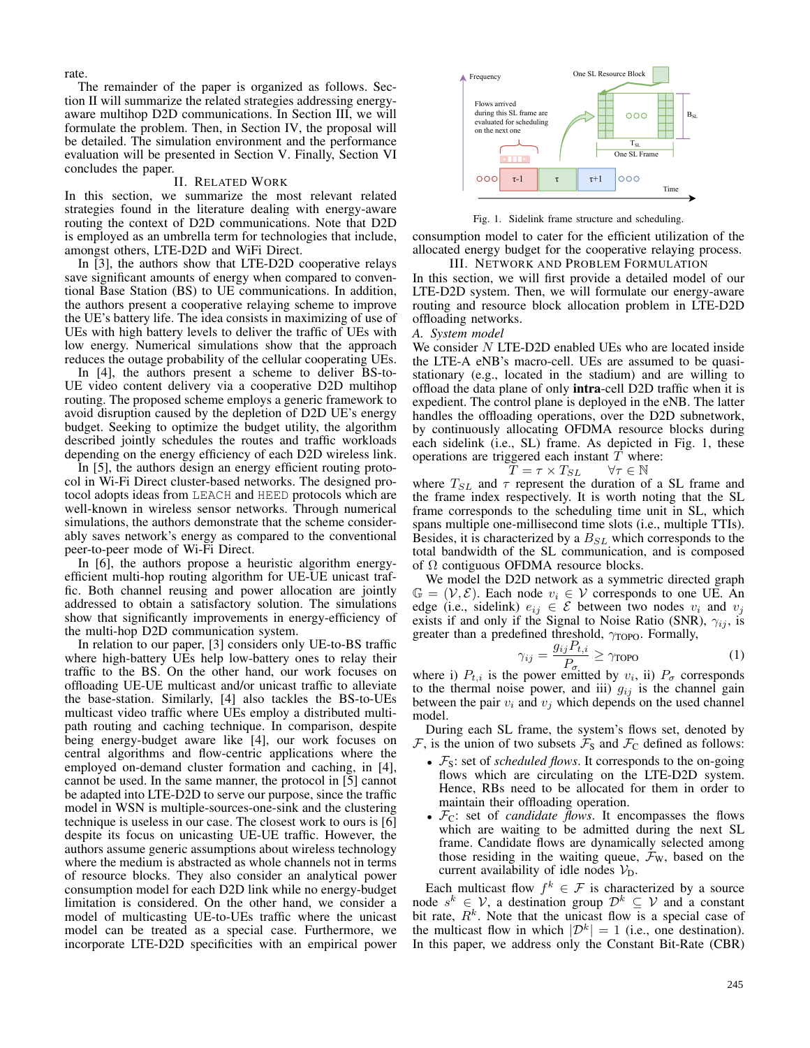rate.

The remainder of the paper is organized as follows. Section II will summarize the related strategies addressing energy-aware multihop D2D communications. In Section III, we will formulate the problem. Then, in Section IV, the proposal will be detailed. The simulation environment and the performance evaluation will be presented in Section V. Finally, Section VI concludes the paper.

## II. Related Work

In this section, we summarize the most relevant related strategies found in the literature dealing with energy-aware routing the context of D2D communications. Note that D2D is employed as an umbrella term for technologies that include, amongst others, LTE-D2D and WiFi Direct.

In [3], the authors show that LTE-D2D cooperative relays save significant amounts of energy when compared to conventional Base Station (BS) to UE communications. In addition, the authors present a cooperative relaying scheme to improve the UE's battery life. The idea consists in maximizing of use of UEs with high battery levels to deliver the traffic of UEs with low energy. Numerical simulations show that the approach reduces the outage probability of the cellular cooperating UEs.

In [4], the authors present a scheme to deliver BS-to-UE video content delivery via a cooperative D2D multihop routing. The proposed scheme employs a generic framework to avoid disruption caused by the depletion of D2D UE's energy budget. Seeking to optimize the budget utility, the algorithm described jointly schedules the routes and traffic workloads depending on the energy efficiency of each D2D wireless link.

In [5], the authors design an energy efficient routing protocol in Wi-Fi Direct cluster-based networks. The designed protocol adopts ideas from `LEACH` and `HEED` protocols which are well-known in wireless sensor networks. Through numerical simulations, the authors demonstrate that the scheme considerably saves network's energy as compared to the conventional peer-to-peer mode of Wi-Fi Direct.

In [6], the authors propose a heuristic algorithm energy-efficient multi-hop routing algorithm for UE-UE unicast traffic. Both channel reusing and power allocation are jointly addressed to obtain a satisfactory solution. The simulations show that significantly improvements in energy-efficiency of the multi-hop D2D communication system.

In relation to our paper, [3] considers only UE-to-BS traffic where high-battery UEs help low-battery ones to relay their traffic to the BS. On the other hand, our work focuses on offloading UE-UE multicast and/or unicast traffic to alleviate the base-station. Similarly, [4] also tackles the BS-to-UEs multicast video traffic where UEs employ a distributed multipath routing and caching technique. In comparison, despite being energy-budget aware like [4], our work focuses on central algorithms and flow-centric applications where the employed on-demand cluster formation and caching, in [4], cannot be used. In the same manner, the protocol in [5] cannot be adapted into LTE-D2D to serve our purpose, since the traffic model in WSN is multiple-sources-one-sink and the clustering technique is useless in our case. The closest work to ours is [6] despite its focus on unicasting UE-UE traffic. However, the authors assume generic assumptions about wireless technology where the medium is abstracted as whole channels not in terms of resource blocks. They also consider an analytical power consumption model for each D2D link while no energy-budget limitation is considered. On the other hand, we consider a model of multicasting UE-to-UEs traffic where the unicast model can be treated as a special case. Furthermore, we incorporate LTE-D2D specificities with an empirical power consumption model to cater for the efficient utilization of the allocated energy budget for the cooperative relaying process.

Fig. 1. Sidelink frame structure and scheduling.

## III. Network and Problem Formulation

In this section, we will first provide a detailed model of our LTE-D2D system. Then, we will formulate our energy-aware routing and resource block allocation problem in LTE-D2D offloading networks.

### A. System model

We consider $N$ LTE-D2D enabled UEs who are located inside the LTE-A eNB's macro-cell. UEs are assumed to be quasi-stationary (e.g., located in the stadium) and are willing to offload the data plane of only **intra**-cell D2D traffic when it is expedient. The control plane is deployed in the eNB. The latter handles the offloading operations, over the D2D subnetwork, by continuously allocating OFDMA resource blocks during each sidelink (i.e., SL) frame. As depicted in Fig. 1, these operations are triggered each instant $T$ where:

$$T = \tau \times T_{SL} \qquad \forall \tau \in \mathbb{N}$$

where $T_{SL}$ and $\tau$ represent the duration of a SL frame and the frame index respectively. It is worth noting that the SL frame corresponds to the scheduling time unit in SL, which spans multiple one-millisecond time slots (i.e., multiple TTIs). Besides, it is characterized by a $B_{SL}$ which corresponds to the total bandwidth of the SL communication, and is composed of $\Omega$ contiguous OFDMA resource blocks.

We model the D2D network as a symmetric directed graph $\mathbb{G} = (\mathcal{V}, \mathcal{E})$. Each node $v_i \in \mathcal{V}$ corresponds to one UE. An edge (i.e., sidelink) $e_{ij} \in \mathcal{E}$ between two nodes $v_i$ and $v_j$ exists if and only if the Signal to Noise Ratio (SNR), $\gamma_{ij}$, is greater than a predefined threshold, $\gamma_{\text{TOPO}}$. Formally,

$$\gamma_{ij} = \frac{g_{ij} P_{t,i}}{P_\sigma} \geq \gamma_{\text{TOPO}} \tag{1}$$

where i) $P_{t,i}$ is the power emitted by $v_i$, ii) $P_\sigma$ corresponds to the thermal noise power, and iii) $g_{ij}$ is the channel gain between the pair $v_i$ and $v_j$ which depends on the used channel model.

During each SL frame, the system's flows set, denoted by $\mathcal{F}$, is the union of two subsets $\mathcal{F}_{\text{S}}$ and $\mathcal{F}_{\text{C}}$ defined as follows:

- $\mathcal{F}_{\text{S}}$: set of *scheduled flows*. It corresponds to the on-going flows which are circulating on the LTE-D2D system. Hence, RBs need to be allocated for them in order to maintain their offloading operation.
- $\mathcal{F}_{\text{C}}$: set of *candidate flows*. It encompasses the flows which are waiting to be admitted during the next SL frame. Candidate flows are dynamically selected among those residing in the waiting queue, $\mathcal{F}_{\text{W}}$, based on the current availability of idle nodes $\mathcal{V}_{\text{D}}$.

Each multicast flow $f^k \in \mathcal{F}$ is characterized by a source node $s^k \in \mathcal{V}$, a destination group $\mathcal{D}^k \subseteq \mathcal{V}$ and a constant bit rate, $R^k$. Note that the unicast flow is a special case of the multicast flow in which $|\mathcal{D}^k| = 1$ (i.e., one destination). In this paper, we address only the Constant Bit-Rate (CBR)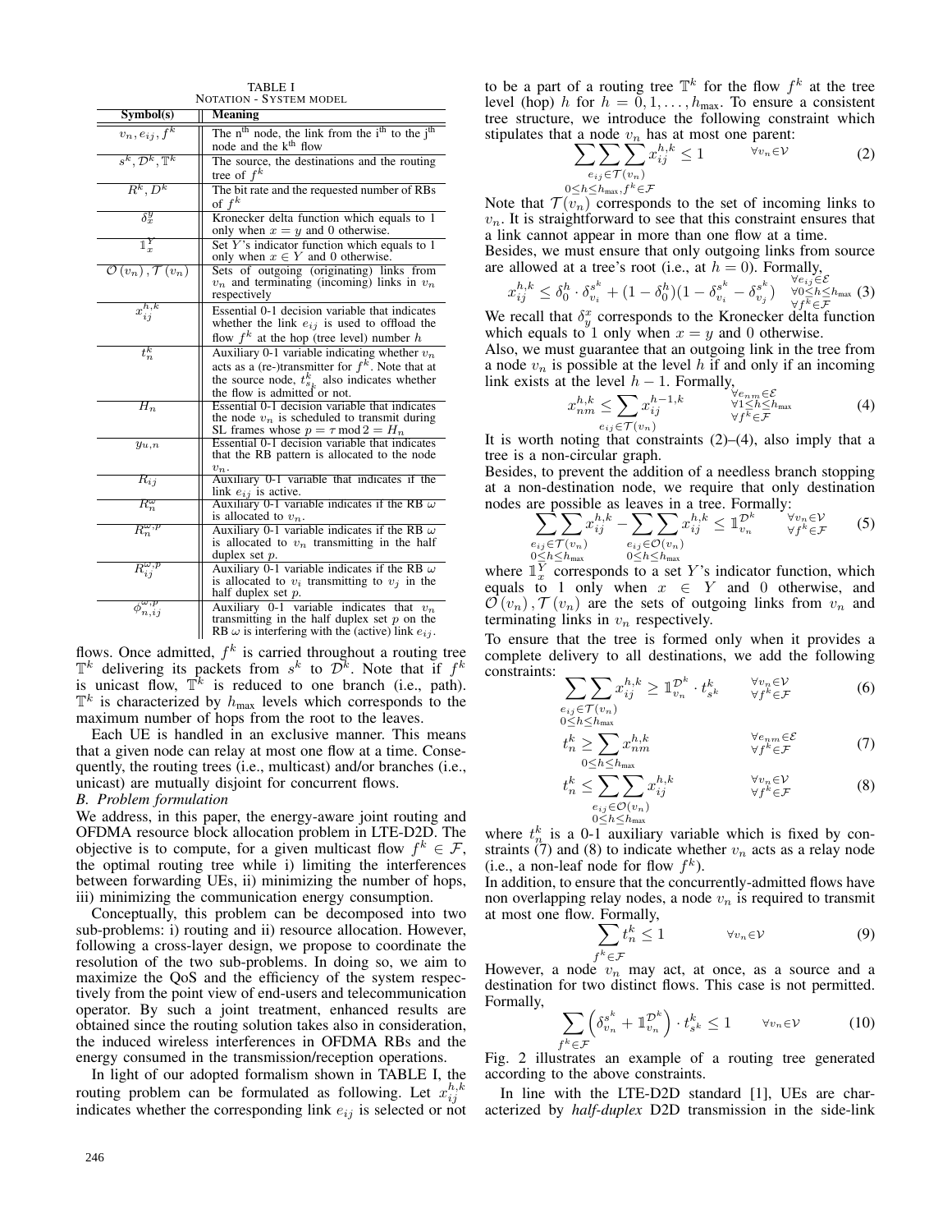TABLE I
NOTATION - SYSTEM MODEL

| Symbol(s) | Meaning |
|---|---|
| $v_n, e_{ij}, f^k$ | The n[th] node, the link from the i[th] to the j[th] node and the k[th] flow |
| $s^k, \mathcal{D}^k, \mathbb{T}^k$ | The source, the destinations and the routing tree of $f^k$ |
| $R^k, D^k$ | The bit rate and the requested number of RBs of $f^k$ |
| $\delta_x^y$ | Kronecker delta function which equals to 1 only when $x = y$ and 0 otherwise. |
| $\mathbb{1}_x^Y$ | Set $Y$'s indicator function which equals to 1 only when $x \in Y$ and 0 otherwise. |
| $\mathcal{O}(v_n), \mathcal{T}(v_n)$ | Sets of outgoing (originating) links from $v_n$ and terminating (incoming) links in $v_n$ respectively |
| $x_{ij}^{h,k}$ | Essential 0-1 decision variable that indicates whether the link $e_{ij}$ is used to offload the flow $f^k$ at the hop (tree level) number $h$ |
| $t_n^k$ | Auxiliary 0-1 variable indicating whether $v_n$ acts as a (re-)transmitter for $f^k$. Note that at the source node, $t_{s_k}^k$ also indicates whether the flow is admitted or not. |
| $H_n$ | Essential 0-1 decision variable that indicates the node $v_n$ is scheduled to transmit during SL frames whose $p = \tau \bmod 2 = H_n$ |
| $y_{u,n}$ | Essential 0-1 decision variable that indicates that the RB pattern is allocated to the node $v_n$. |
| $R_{ij}$ | Auxiliary 0-1 variable that indicates if the link $e_{ij}$ is active. |
| $R_n^{\omega}$ | Auxiliary 0-1 variable indicates if the RB $\omega$ is allocated to $v_n$. |
| $R_n^{\omega,p}$ | Auxiliary 0-1 variable indicates if the RB $\omega$ is allocated to $v_n$ transmitting in the half duplex set $p$. |
| $R_{ij}^{\omega,p}$ | Auxiliary 0-1 variable indicates if the RB $\omega$ is allocated to $v_i$ transmitting to $v_j$ in the half duplex set $p$. |
| $\phi_{n,ij}^{\omega,p}$ | Auxiliary 0-1 variable indicates that $v_n$ transmitting in the half duplex set $p$ on the RB $\omega$ is interfering with the (active) link $e_{ij}$. |

flows. Once admitted, $f^k$ is carried throughout a routing tree $\mathbb{T}^k$ delivering its packets from $s^k$ to $\mathcal{D}^k$. Note that if $f^k$ is unicast flow, $\mathbb{T}^k$ is reduced to one branch (i.e., path). $\mathbb{T}^k$ is characterized by $h_{\max}$ levels which corresponds to the maximum number of hops from the root to the leaves.

Each UE is handled in an exclusive manner. This means that a given node can relay at most one flow at a time. Consequently, the routing trees (i.e., multicast) and/or branches (i.e., unicast) are mutually disjoint for concurrent flows.

*B. Problem formulation*

We address, in this paper, the energy-aware joint routing and OFDMA resource block allocation problem in LTE-D2D. The objective is to compute, for a given multicast flow $f^k \in \mathcal{F}$, the optimal routing tree while i) limiting the interferences between forwarding UEs, ii) minimizing the number of hops, iii) minimizing the communication energy consumption.

Conceptually, this problem can be decomposed into two sub-problems: i) routing and ii) resource allocation. However, following a cross-layer design, we propose to coordinate the resolution of the two sub-problems. In doing so, we aim to maximize the QoS and the efficiency of the system respectively from the point view of end-users and telecommunication operator. By such a joint treatment, enhanced results are obtained since the routing solution takes also in consideration, the induced wireless interferences in OFDMA RBs and the energy consumed in the transmission/reception operations.

In light of our adopted formalism shown in TABLE I, the routing problem can be formulated as following. Let $x_{ij}^{h,k}$ indicates whether the corresponding link $e_{ij}$ is selected or not to be a part of a routing tree $\mathbb{T}^k$ for the flow $f^k$ at the tree level (hop) $h$ for $h = 0, 1, \ldots, h_{\max}$. To ensure a consistent tree structure, we introduce the following constraint which stipulates that a node $v_n$ has at most one parent:

$$\sum_{\substack{e_{ij} \in \mathcal{T}(v_n) \\ 0 \le h \le h_{\max}, f^k \in \mathcal{F}}} \sum \sum x_{ij}^{h,k} \le 1 \qquad \forall v_n \in \mathcal{V} \tag{2}$$

Note that $\mathcal{T}(v_n)$ corresponds to the set of incoming links to $v_n$. It is straightforward to see that this constraint ensures that a link cannot appear in more than one flow at a time.

Besides, we must ensure that only outgoing links from source are allowed at a tree's root (i.e., at $h = 0$). Formally,

$$x_{ij}^{h,k} \le \delta_0^h \cdot \delta_{v_i}^{s^k} + (1 - \delta_0^h)(1 - \delta_{v_i}^{s^k} - \delta_{v_j}^{s^k}) \qquad \begin{matrix} \forall e_{ij} \in \mathcal{E} \\ \forall 0 \le h \le h_{\max} \\ \forall f^k \in \mathcal{F} \end{matrix} \tag{3}$$

We recall that $\delta_y^x$ corresponds to the Kronecker delta function which equals to 1 only when $x = y$ and 0 otherwise.

Also, we must guarantee that an outgoing link in the tree from a node $v_n$ is possible at the level $h$ if and only if an incoming link exists at the level $h - 1$. Formally,

$$x_{nm}^{h,k} \le \sum_{e_{ij} \in \mathcal{T}(v_n)} x_{ij}^{h-1,k} \qquad \begin{matrix} \forall e_{nm} \in \mathcal{E} \\ \forall 1 \le h \le h_{\max} \\ \forall f^k \in \mathcal{F} \end{matrix} \tag{4}$$

It is worth noting that constraints (2)–(4), also imply that a tree is a non-circular graph.

Besides, to prevent the addition of a needless branch stopping at a non-destination node, we require that only destination nodes are possible as leaves in a tree. Formally:

$$\sum_{\substack{e_{ij} \in \mathcal{T}(v_n) \\ 0 \le h \le h_{\max}}} \sum x_{ij}^{h,k} - \sum_{\substack{e_{ij} \in \mathcal{O}(v_n) \\ 0 \le h \le h_{\max}}} \sum x_{ij}^{h,k} \le \mathbb{1}_{v_n}^{\mathcal{D}^k} \qquad \begin{matrix} \forall v_n \in \mathcal{V} \\ \forall f^k \in \mathcal{F} \end{matrix} \tag{5}$$

where $\mathbb{1}_x^Y$ corresponds to a set $Y$'s indicator function, which equals to 1 only when $x \in Y$ and 0 otherwise, and $\mathcal{O}(v_n), \mathcal{T}(v_n)$ are the sets of outgoing links from $v_n$ and terminating links in $v_n$ respectively.

To ensure that the tree is formed only when it provides a complete delivery to all destinations, we add the following constraints:

$$\sum_{\substack{e_{ij} \in \mathcal{T}(v_n) \\ 0 \le h \le h_{\max}}} \sum x_{ij}^{h,k} \ge \mathbb{1}_{v_n}^{\mathcal{D}^k} \cdot t_{s^k}^k \qquad \begin{matrix} \forall v_n \in \mathcal{V} \\ \forall f^k \in \mathcal{F} \end{matrix} \tag{6}$$

$$t_n^k \ge \sum_{0 \le h \le h_{\max}} x_{nm}^{h,k} \qquad \begin{matrix} \forall e_{nm} \in \mathcal{E} \\ \forall f^k \in \mathcal{F} \end{matrix} \tag{7}$$

$$t_n^k \le \sum_{\substack{e_{ij} \in \mathcal{O}(v_n) \\ 0 \le h \le h_{\max}}} \sum x_{ij}^{h,k} \qquad \begin{matrix} \forall v_n \in \mathcal{V} \\ \forall f^k \in \mathcal{F} \end{matrix} \tag{8}$$

where $t_n^k$ is a 0-1 auxiliary variable which is fixed by constraints (7) and (8) to indicate whether $v_n$ acts as a relay node (i.e., a non-leaf node for flow $f^k$).

In addition, to ensure that the concurrently-admitted flows have non overlapping relay nodes, a node $v_n$ is required to transmit at most one flow. Formally,

$$\sum_{f^k \in \mathcal{F}} t_n^k \le 1 \qquad \forall v_n \in \mathcal{V} \tag{9}$$

However, a node $v_n$ may act, at once, as a source and a destination for two distinct flows. This case is not permitted. Formally,

$$\sum_{f^k \in \mathcal{F}} \left( \delta_{v_n}^{s^k} + \mathbb{1}_{v_n}^{\mathcal{D}^k} \right) \cdot t_{s^k}^k \le 1 \qquad \forall v_n \in \mathcal{V} \tag{10}$$

Fig. 2 illustrates an example of a routing tree generated according to the above constraints.

In line with the LTE-D2D standard [1], UEs are characterized by *half-duplex* D2D transmission in the side-link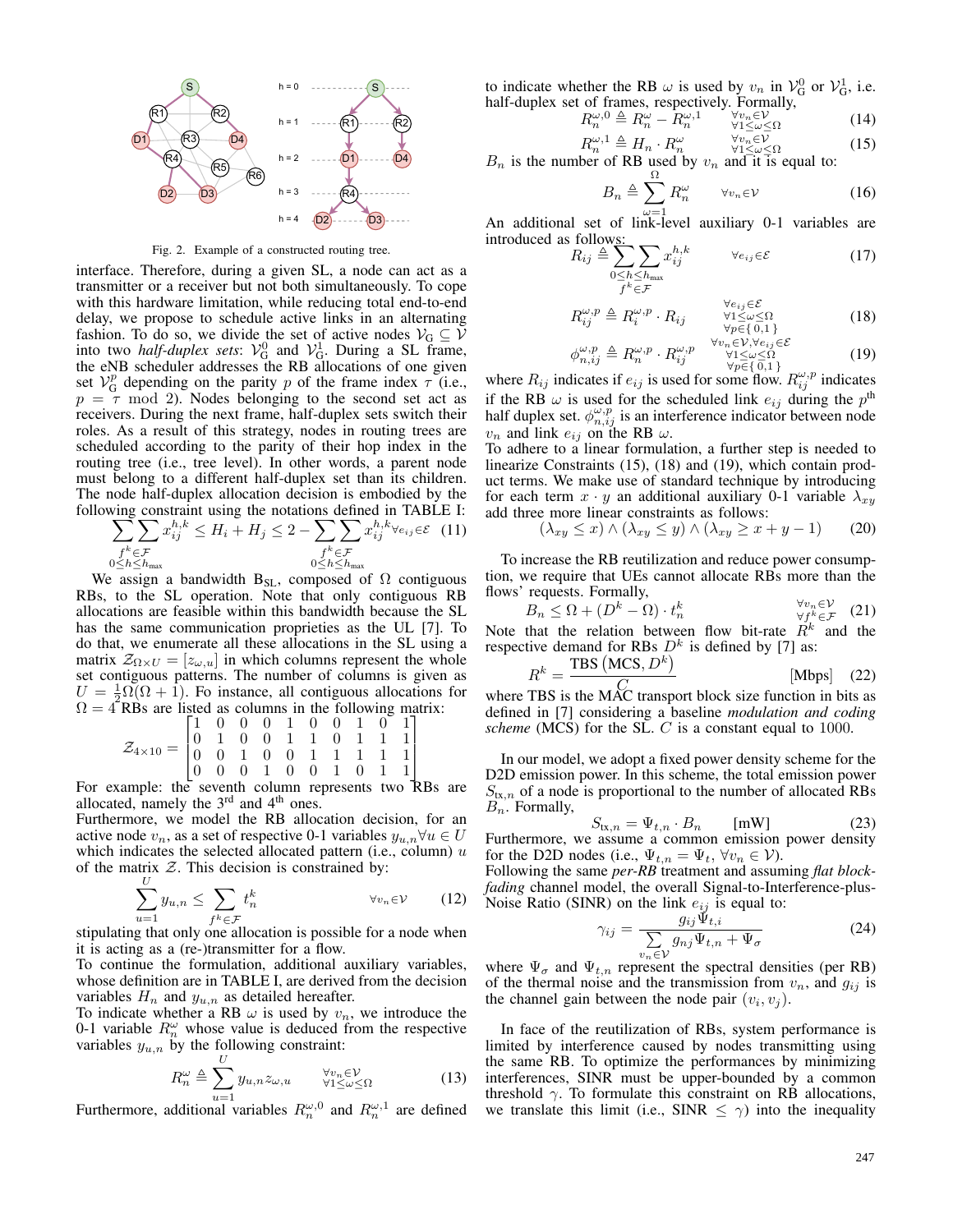Fig. 2. Example of a constructed routing tree.

interface. Therefore, during a given SL, a node can act as a transmitter or a receiver but not both simultaneously. To cope with this hardware limitation, while reducing total end-to-end delay, we propose to schedule active links in an alternating fashion. To do so, we divide the set of active nodes $\mathcal{V}_G \subseteq \mathcal{V}$ into two *half-duplex sets*: $\mathcal{V}_G^0$ and $\mathcal{V}_G^1$. During a SL frame, the eNB scheduler addresses the RB allocations of one given set $\mathcal{V}_G^p$ depending on the parity $p$ of the frame index $\tau$ (i.e., $p = \tau \mod 2$). Nodes belonging to the second set act as receivers. During the next frame, half-duplex sets switch their roles. As a result of this strategy, nodes in routing trees are scheduled according to the parity of their hop index in the routing tree (i.e., tree level). In other words, a parent node must belong to a different half-duplex set than its children. The node half-duplex allocation decision is embodied by the following constraint using the notations defined in TABLE I:

$$\sum_{\substack{f^k \in \mathcal{F} \\ 0 \leq h \leq h_{\max}}} \sum x_{ij}^{h,k} \leq H_i + H_j \leq 2 - \sum_{\substack{f^k \in \mathcal{F} \\ 0 \leq h \leq h_{\max}}} \sum x_{ij}^{h,k} \quad \forall e_{ij} \in \mathcal{E} \tag{11}$$

We assign a bandwidth $\mathrm{B}_{\mathrm{SL}}$, composed of $\Omega$ contiguous RBs, to the SL operation. Note that only contiguous RB allocations are feasible within this bandwidth because the SL has the same communication proprieties as the UL [7]. To do that, we enumerate all these allocations in the SL using a matrix $\mathcal{Z}_{\Omega \times U} = [z_{\omega,u}]$ in which columns represent the whole set contiguous patterns. The number of columns is given as $U = \frac{1}{2}\Omega(\Omega+1)$. Fo instance, all contiguous allocations for $\Omega = 4$ RBs are listed as columns in the following matrix:

$$\mathcal{Z}_{4\times 10} = \begin{bmatrix} 1 & 0 & 0 & 0 & 1 & 0 & 0 & 1 & 0 & 1 \\ 0 & 1 & 0 & 0 & 1 & 1 & 0 & 1 & 1 & 1 \\ 0 & 0 & 1 & 0 & 0 & 1 & 1 & 1 & 1 & 1 \\ 0 & 0 & 0 & 1 & 0 & 0 & 1 & 0 & 1 & 1 \end{bmatrix}$$

For example: the seventh column represents two RBs are allocated, namely the 3[rd] and 4[th] ones.

Furthermore, we model the RB allocation decision, for an active node $v_n$, as a set of respective 0-1 variables $y_{u,n} \forall u \in U$ which indicates the selected allocated pattern (i.e., column) $u$ of the matrix $\mathcal{Z}$. This decision is constrained by:

$$\sum_{u=1}^{U} y_{u,n} \leq \sum_{f^k \in \mathcal{F}} t_n^k \qquad \forall v_n \in \mathcal{V} \tag{12}$$

stipulating that only one allocation is possible for a node when it is acting as a (re-)transmitter for a flow.

To continue the formulation, additional auxiliary variables, whose definition are in TABLE I, are derived from the decision variables $H_n$ and $y_{u,n}$ as detailed hereafter.

To indicate whether a RB $\omega$ is used by $v_n$, we introduce the 0-1 variable $R_n^{\omega}$ whose value is deduced from the respective variables $y_{u,n}$ by the following constraint:

$$R_n^{\omega} \triangleq \sum_{u=1}^{U} y_{u,n} z_{\omega,u} \qquad \begin{smallmatrix} \forall v_n \in \mathcal{V} \\ \forall 1 \leq \omega \leq \Omega \end{smallmatrix} \tag{13}$$

Furthermore, additional variables $R_n^{\omega,0}$ and $R_n^{\omega,1}$ are defined to indicate whether the RB $\omega$ is used by $v_n$ in $\mathcal{V}_G^0$ or $\mathcal{V}_G^1$, i.e. half-duplex set of frames, respectively. Formally,

$$R_n^{\omega,0} \triangleq R_n^{\omega} - R_n^{\omega,1} \qquad \begin{smallmatrix} \forall v_n \in \mathcal{V} \\ \forall 1 \leq \omega \leq \Omega \end{smallmatrix} \tag{14}$$

$$R_n^{\omega,1} \triangleq H_n \cdot R_n^{\omega} \qquad \begin{smallmatrix} \forall v_n \in \mathcal{V} \\ \forall 1 \leq \omega \leq \Omega \end{smallmatrix} \tag{15}$$

$B_n$ is the number of RB used by $v_n$ and it is equal to:

$$B_n \triangleq \sum_{\omega=1}^{\Omega} R_n^{\omega} \qquad \forall v_n \in \mathcal{V} \tag{16}$$

An additional set of link-level auxiliary 0-1 variables are introduced as follows:

$$R_{ij} \triangleq \sum_{\substack{0 \leq h \leq h_{\max} \\ f^k \in \mathcal{F}}} \sum x_{ij}^{h,k} \qquad \forall e_{ij} \in \mathcal{E} \tag{17}$$

$$R_{ij}^{\omega,p} \triangleq R_i^{\omega,p} \cdot R_{ij} \qquad \begin{smallmatrix} \forall e_{ij} \in \mathcal{E} \\ \forall 1 \leq \omega \leq \Omega \\ \forall p \in \{0,1\} \end{smallmatrix} \tag{18}$$

$$\phi_{n,ij}^{\omega,p} \triangleq R_n^{\omega,p} \cdot R_{ij}^{\omega,p} \qquad \begin{smallmatrix} \forall v_n \in \mathcal{V}, \forall e_{ij} \in \mathcal{E} \\ \forall 1 \leq \omega \leq \Omega \\ \forall p \in \{0,1\} \end{smallmatrix} \tag{19}$$

where $R_{ij}$ indicates if $e_{ij}$ is used for some flow. $R_{ij}^{\omega,p}$ indicates if the RB $\omega$ is used for the scheduled link $e_{ij}$ during the $p^{\text{th}}$ half duplex set. $\phi_{n,ij}^{\omega,p}$ is an interference indicator between node $v_n$ and link $e_{ij}$ on the RB $\omega$.

To adhere to a linear formulation, a further step is needed to linearize Constraints (15), (18) and (19), which contain product terms. We make use of standard technique by introducing for each term $x \cdot y$ an additional auxiliary 0-1 variable $\lambda_{xy}$ add three more linear constraints as follows:

$$(\lambda_{xy} \leq x) \wedge (\lambda_{xy} \leq y) \wedge (\lambda_{xy} \geq x + y - 1) \tag{20}$$

To increase the RB reutilization and reduce power consumption, we require that UEs cannot allocate RBs more than the flows' requests. Formally,

$$B_n \leq \Omega + (D^k - \Omega) \cdot t_n^k \qquad \begin{smallmatrix} \forall v_n \in \mathcal{V} \\ \forall f^k \in \mathcal{F} \end{smallmatrix} \tag{21}$$

Note that the relation between flow bit-rate $R^k$ and the respective demand for RBs $D^k$ is defined by [7] as:

$$R^k = \frac{\text{TBS}\left(\text{MCS}, D^k\right)}{C} \qquad [\text{Mbps}] \tag{22}$$

where TBS is the MAC transport block size function in bits as defined in [7] considering a baseline *modulation and coding scheme* (MCS) for the SL. $C$ is a constant equal to 1000.

In our model, we adopt a fixed power density scheme for the D2D emission power. In this scheme, the total emission power $S_{\text{tx},n}$ of a node is proportional to the number of allocated RBs $B_n$. Formally,

$$S_{\text{tx},n} = \Psi_{t,n} \cdot B_n \qquad [\text{mW}] \tag{23}$$

Furthermore, we assume a common emission power density for the D2D nodes (i.e., $\Psi_{t,n} = \Psi_t, \forall v_n \in \mathcal{V}$).

Following the same *per-RB* treatment and assuming *flat block-fading* channel model, the overall Signal-to-Interference-plus-Noise Ratio (SINR) on the link $e_{ij}$ is equal to:

$$\gamma_{ij} = \frac{g_{ij}\Psi_{t,i}}{\sum_{v_n \in \mathcal{V}} g_{nj}\Psi_{t,n} + \Psi_{\sigma}} \tag{24}$$

where $\Psi_{\sigma}$ and $\Psi_{t,n}$ represent the spectral densities (per RB) of the thermal noise and the transmission from $v_n$, and $g_{ij}$ is the channel gain between the node pair $(v_i, v_j)$.

In face of the reutilization of RBs, system performance is limited by interference caused by nodes transmitting using the same RB. To optimize the performances by minimizing interferences, SINR must be upper-bounded by a common threshold $\gamma$. To formulate this constraint on RB allocations, we translate this limit (i.e., SINR $\leq \gamma$) into the inequality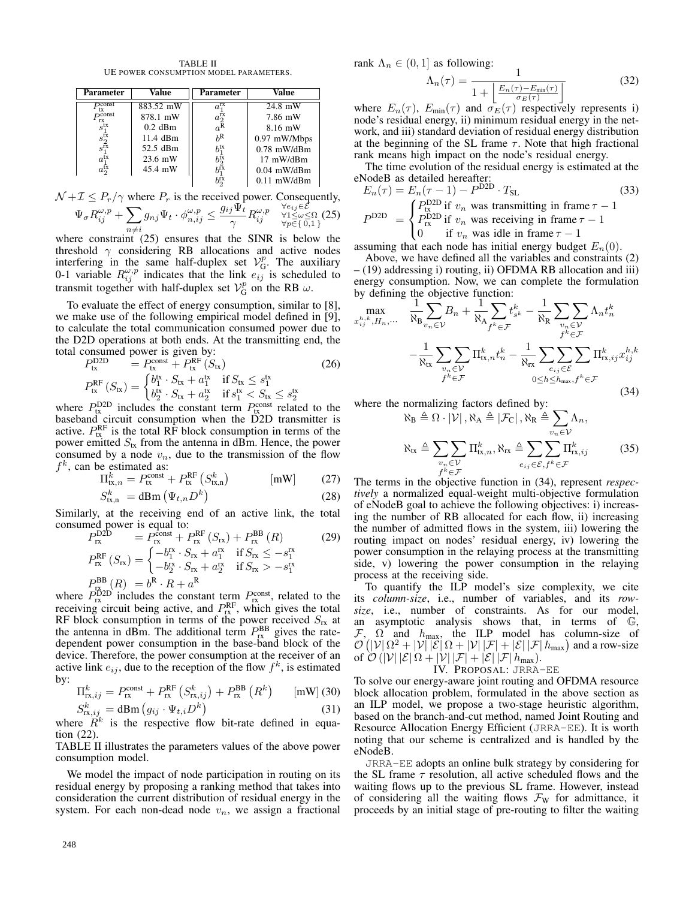TABLE II
UE POWER CONSUMPTION MODEL PARAMETERS.

| Parameter | Value | Parameter | Value |
|---|---|---|---|
| $P_{\text{tx}}^{\text{const}}$ | 883.52 mW | $a_1^{\text{rx}}$ | 24.8 mW |
| $P_{\text{rx}}^{\text{const}}$ | 878.1 mW | $a_2^{\text{rx}}$ | 7.86 mW |
| $s_1^{\text{tx}}$ | 0.2 dBm | $a^{\text{R}}$ | 8.16 mW |
| $s_2^{\text{tx}}$ | 11.4 dBm | $b^{\text{R}}$ | 0.97 mW/Mbps |
| $s_1^{\text{rx}}$ | 52.5 dBm | $b_1^{\text{tx}}$ | 0.78 mW/dBm |
| $a_1^{\text{tx}}$ | 23.6 mW | $b_2^{\text{tx}}$ | 17 mW/dBm |
| $a_2^{\text{tx}}$ | 45.4 mW | $b_1^{\text{rx}}$ | 0.04 mW/dBm |
| | | $b_2^{\text{rx}}$ | 0.11 mW/dBm |

$\mathcal{N}+\mathcal{I} \leq P_r/\gamma$ where $P_r$ is the received power. Consequently,

$$\Psi_\sigma R_{ij}^{\omega,p} + \sum_{n \neq i} g_{nj} \Psi_t \cdot \phi_{n,ij}^{\omega,p} \leq \frac{g_{ij}\Psi_t}{\gamma} R_{ij}^{\omega,p} \quad \begin{smallmatrix} \forall e_{ij} \in \mathcal{E} \\ \forall 1 \leq \omega \leq \Omega \\ \forall p \in \{0,1\} \end{smallmatrix} \tag{25}$$

where constraint (25) ensures that the SINR is below the threshold $\gamma$ considering RB allocations and active nodes interfering in the same half-duplex set $\mathcal{V}_{\text{G}}^p$. The auxiliary 0-1 variable $R_{ij}^{\omega,p}$ indicates that the link $e_{ij}$ is scheduled to transmit together with half-duplex set $\mathcal{V}_{\text{G}}^p$ on the RB $\omega$.

To evaluate the effect of energy consumption, similar to [8], we make use of the following empirical model defined in [9], to calculate the total communication consumed power due to the D2D operations at both ends. At the transmitting end, the total consumed power is given by:

$$P_{\text{tx}}^{\text{D2D}} = P_{\text{tx}}^{\text{const}} + P_{\text{tx}}^{\text{RF}}(S_{\text{tx}}) \tag{26}$$

$$P_{\text{tx}}^{\text{RF}}(S_{\text{tx}}) = \begin{cases} b_1^{\text{tx}} \cdot S_{\text{tx}} + a_1^{\text{tx}} & \text{if } S_{\text{tx}} \leq s_1^{\text{tx}} \\ b_2^{\text{tx}} \cdot S_{\text{tx}} + a_2^{\text{tx}} & \text{if } s_1^{\text{tx}} < S_{\text{tx}} \leq s_2^{\text{tx}} \end{cases}$$

where $P_{\text{tx}}^{\text{D2D}}$ includes the constant term $P_{\text{tx}}^{\text{const}}$ related to the baseband circuit consumption when the D2D transmitter is active. $P_{\text{tx}}^{\text{RF}}$ is the total RF block consumption in terms of the power emitted $S_{\text{tx}}$ from the antenna in dBm. Hence, the power consumed by a node $v_n$, due to the transmission of the flow $f^k$, can be estimated as:

$$\Pi_{\text{tx},n}^k = P_{\text{tx}}^{\text{const}} + P_{\text{tx}}^{\text{RF}}\left(S_{\text{tx},n}^k\right) \qquad [\text{mW}] \tag{27}$$

$$S_{\text{tx,n}}^k = \text{dBm}\left(\Psi_{t,n} D^k\right) \tag{28}$$

Similarly, at the receiving end of an active link, the total consumed power is equal to:

$$P_{\text{rx}}^{\text{D2D}} = P_{\text{rx}}^{\text{const}} + P_{\text{rx}}^{\text{RF}}(S_{\text{rx}}) + P_{\text{rx}}^{\text{BB}}(R) \tag{29}$$

$$P_{\text{rx}}^{\text{RF}}(S_{\text{rx}}) = \begin{cases} -b_1^{\text{rx}} \cdot S_{\text{rx}} + a_1^{\text{rx}} & \text{if } S_{\text{rx}} \leq -s_1^{\text{rx}} \\ -b_2^{\text{rx}} \cdot S_{\text{rx}} + a_2^{\text{rx}} & \text{if } S_{\text{rx}} > -s_1^{\text{rx}} \end{cases}$$

$$P_{\text{rx}}^{\text{BB}}(R) = b^{\text{R}} \cdot R + a^{\text{R}}$$

where $P_{\text{rx}}^{\text{D2D}}$ includes the constant term $P_{\text{rx}}^{\text{const}}$, related to the receiving circuit being active, and $P_{\text{rx}}^{\text{RF}}$, which gives the total RF block consumption in terms of the power received $S_{\text{rx}}$ at the antenna in dBm. The additional term $P_{\text{rx}}^{\text{BB}}$ gives the rate-dependent power consumption in the base-band block of the device. Therefore, the power consumption at the receiver of an active link $e_{ij}$, due to the reception of the flow $f^k$, is estimated by:

$$\Pi_{\text{rx},ij}^k = P_{\text{rx}}^{\text{const}} + P_{\text{rx}}^{\text{RF}}\left(S_{\text{rx},ij}^k\right) + P_{\text{rx}}^{\text{BB}}\left(R^k\right) \qquad [\text{mW}] \tag{30}$$

$$S_{\text{rx},ij}^k = \text{dBm}\left(g_{ij} \cdot \Psi_{t,i} D^k\right) \tag{31}$$

where $R^k$ is the respective flow bit-rate defined in equation (22).

TABLE II illustrates the parameters values of the above power consumption model.

We model the impact of node participation in routing on its residual energy by proposing a ranking method that takes into consideration the current distribution of residual energy in the system. For each non-dead node $v_n$, we assign a fractional rank $\Lambda_n \in (0,1]$ as following:

$$\Lambda_n(\tau) = \frac{1}{1 + \left\lfloor \frac{E_n(\tau) - E_{\text{min}}(\tau)}{\sigma_E(\tau)} \right\rfloor} \tag{32}$$

where $E_n(\tau)$, $E_{\text{min}}(\tau)$ and $\sigma_E(\tau)$ respectively represents i) node's residual energy, ii) minimum residual energy in the network, and iii) standard deviation of residual energy distribution at the beginning of the SL frame $\tau$. Note that high fractional rank means high impact on the node's residual energy.

The time evolution of the residual energy is estimated at the eNodeB as detailed hereafter:

$$E_n(\tau) = E_n(\tau-1) - P^{\text{D2D}} \cdot T_{\text{SL}} \tag{33}$$

$$P^{\text{D2D}} = \begin{cases} P_{\text{tx}}^{\text{D2D}} & \text{if } v_n \text{ was transmitting in frame } \tau-1 \\ P_{\text{rx}}^{\text{D2D}} & \text{if } v_n \text{ was receiving in frame } \tau-1 \\ 0 & \text{if } v_n \text{ was idle in frame } \tau-1 \end{cases}$$

assuming that each node has initial energy budget $E_n(0)$.

Above, we have defined all the variables and constraints (2) – (19) addressing i) routing, ii) OFDMA RB allocation and iii) energy consumption. Now, we can complete the formulation by defining the objective function:

$$\max_{x_{ij}^{h,k}, H_n, \cdots} \quad \frac{1}{\aleph_{\text{B}}} \sum_{v_n \in \mathcal{V}} B_n + \frac{1}{\aleph_{\text{A}}} \sum_{f^k \in \mathcal{F}} t_{s^k}^k - \frac{1}{\aleph_{\text{R}}} \sum_{\substack{v_n \in \mathcal{V} \\ f^k \in \mathcal{F}}} \sum \Lambda_n t_n^k$$
$$- \frac{1}{\aleph_{\text{tx}}} \sum_{\substack{v_n \in \mathcal{V} \\ f^k \in \mathcal{F}}} \sum \Pi_{\text{tx},n}^k t_n^k - \frac{1}{\aleph_{\text{rx}}} \sum_{\substack{e_{ij} \in \mathcal{E} \\ 0 \leq h \leq h_{\text{max}}, f^k \in \mathcal{F}}} \sum \sum \Pi_{\text{rx},ij}^k x_{ij}^{h,k} \tag{34}$$

where the normalizing factors defined by:

$$\aleph_{\text{B}} \triangleq \Omega \cdot |\mathcal{V}|, \aleph_{\text{A}} \triangleq |\mathcal{F}_{\text{C}}|, \aleph_{\text{R}} \triangleq \sum_{v_n \in \mathcal{V}} \Lambda_n,$$

$$\aleph_{\text{tx}} \triangleq \sum_{\substack{v_n \in \mathcal{V} \\ f^k \in \mathcal{F}}} \sum \Pi_{\text{tx},n}^k, \aleph_{\text{rx}} \triangleq \sum_{e_{ij} \in \mathcal{E}, f^k \in \mathcal{F}} \sum \Pi_{\text{rx},ij}^k \tag{35}$$

The terms in the objective function in (34), represent *respectively* a normalized equal-weight multi-objective formulation of eNodeB goal to achieve the following objectives: i) increasing the number of RB allocated for each flow, ii) increasing the number of admitted flows in the system, iii) lowering the routing impact on nodes' residual energy, iv) lowering the power consumption in the relaying process at the transmitting side, v) lowering the power consumption in the relaying process at the receiving side.

To quantify the ILP model's size complexity, we cite its *column-size*, i.e., number of variables, and its *row-size*, i.e., number of constraints. As for our model, an asymptotic analysis shows that, in terms of $\mathbb{G}$, $\mathcal{F}$, $\Omega$ and $h_{\text{max}}$, the ILP model has column-size of $\mathcal{O}\left(|\mathcal{V}|\,\Omega^2 + |\mathcal{V}|\,|\mathcal{E}|\,\Omega + |\mathcal{V}|\,|\mathcal{F}| + |\mathcal{E}|\,|\mathcal{F}|\,h_{\text{max}}\right)$ and a row-size of $\mathcal{O}\left(|\mathcal{V}|\,|\mathcal{E}|\,\Omega + |\mathcal{V}|\,|\mathcal{F}| + |\mathcal{E}|\,|\mathcal{F}|\,h_{\text{max}}\right)$.

## IV. PROPOSAL: JRRA-EE

To solve our energy-aware joint routing and OFDMA resource block allocation problem, formulated in the above section as an ILP model, we propose a two-stage heuristic algorithm, based on the branch-and-cut method, named Joint Routing and Resource Allocation Energy Efficient (JRRA-EE). It is worth noting that our scheme is centralized and is handled by the eNodeB.

JRRA-EE adopts an online bulk strategy by considering for the SL frame $\tau$ resolution, all active scheduled flows and the waiting flows up to the previous SL frame. However, instead of considering all the waiting flows $\mathcal{F}_{\text{W}}$ for admittance, it proceeds by an initial stage of pre-routing to filter the waiting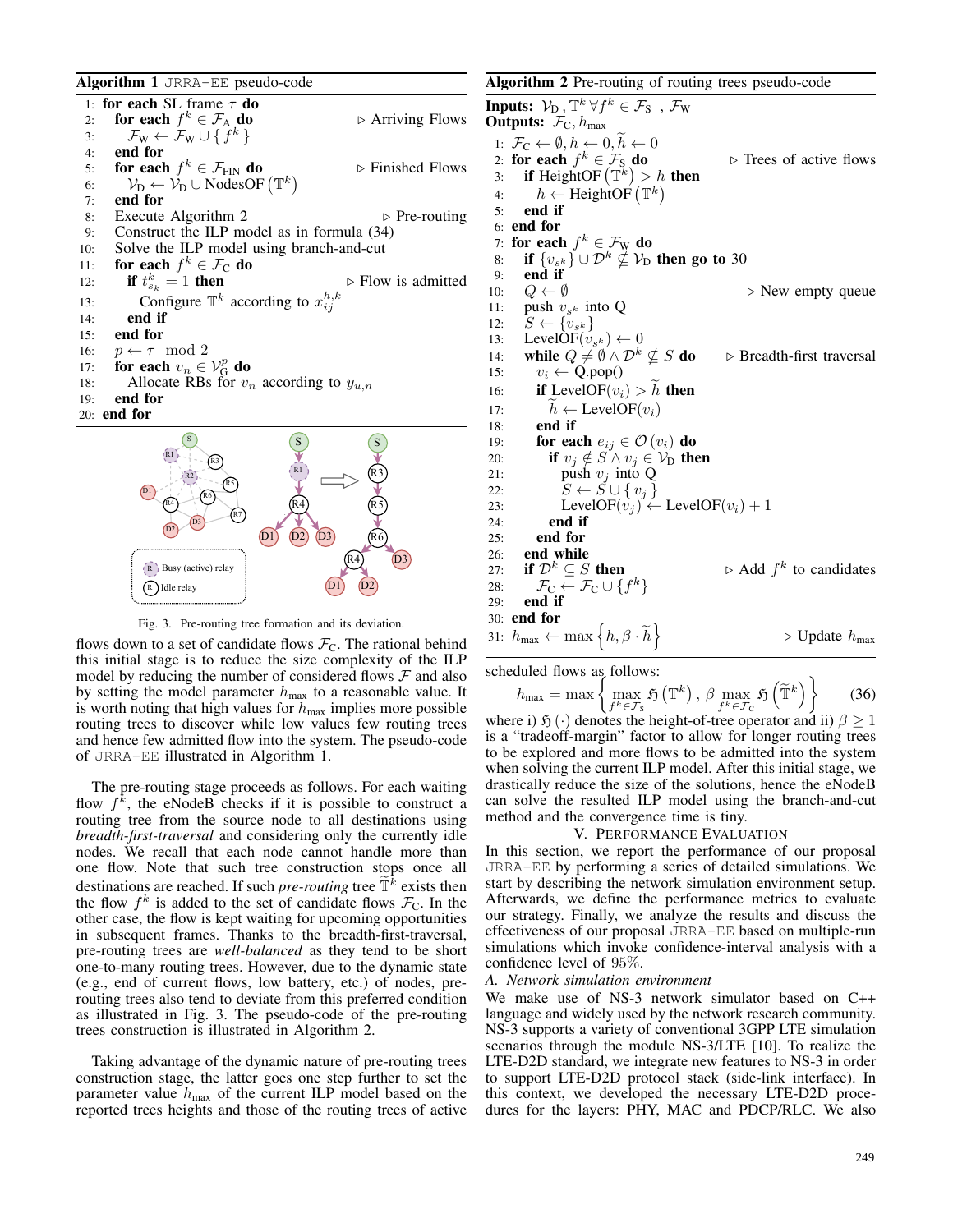**Algorithm 1** JRRA-EE pseudo-code

```
1:  for each SL frame τ do
2:      for each f^k ∈ F_A do                         ▷ Arriving Flows
3:          F_W ← F_W ∪ { f^k }
4:      end for
5:      for each f^k ∈ F_FIN do                       ▷ Finished Flows
6:          V_D ← V_D ∪ NodesOF(T^k)
7:      end for
8:      Execute Algorithm 2                           ▷ Pre-routing
9:      Construct the ILP model as in formula (34)
10:     Solve the ILP model using branch-and-cut
11:     for each f^k ∈ F_C do
12:         if t^k_{s_k} = 1 then                     ▷ Flow is admitted
13:             Configure T^k according to x^{h,k}_{ij}
14:         end if
15:     end for
16:     p ← τ mod 2
17:     for each v_n ∈ V^p_G do
18:         Allocate RBs for v_n according to y_{u,n}
19:     end for
20: end for
```

Fig. 3. Pre-routing tree formation and its deviation.

flows down to a set of candidate flows $\mathcal{F}_\text{C}$. The rational behind this initial stage is to reduce the size complexity of the ILP model by reducing the number of considered flows $\mathcal{F}$ and also by setting the model parameter $h_\text{max}$ to a reasonable value. It is worth noting that high values for $h_\text{max}$ implies more possible routing trees to discover while low values few routing trees and hence few admitted flow into the system. The pseudo-code of JRRA-EE illustrated in Algorithm 1.

The pre-routing stage proceeds as follows. For each waiting flow $f^k$, the eNodeB checks if it is possible to construct a routing tree from the source node to all destinations using *breadth-first-traversal* and considering only the currently idle nodes. We recall that each node cannot handle more than one flow. Note that such tree construction stops once all destinations are reached. If such *pre-routing* tree $\widetilde{\mathbb{T}}^k$ exists then the flow $f^k$ is added to the set of candidate flows $\mathcal{F}_\text{C}$. In the other case, the flow is kept waiting for upcoming opportunities in subsequent frames. Thanks to the breadth-first-traversal, pre-routing trees are *well-balanced* as they tend to be short one-to-many routing trees. However, due to the dynamic state (e.g., end of current flows, low battery, etc.) of nodes, pre-routing trees also tend to deviate from this preferred condition as illustrated in Fig. 3. The pseudo-code of the pre-routing trees construction is illustrated in Algorithm 2.

Taking advantage of the dynamic nature of pre-routing trees construction stage, the latter goes one step further to set the parameter value $h_\text{max}$ of the current ILP model based on the reported trees heights and those of the routing trees of active

**Algorithm 2** Pre-routing of routing trees pseudo-code

**Inputs:** $\mathcal{V}_\text{D}$, $\mathbb{T}^k \, \forall f^k \in \mathcal{F}_\text{S}$ , $\mathcal{F}_\text{W}$
**Outputs:** $\mathcal{F}_\text{C}$, $h_\text{max}$

```
1:  F_C ← ∅, h ← 0, h̃ ← 0
2:  for each f^k ∈ F_S do                             ▷ Trees of active flows
3:      if HeightOF(T^k) > h then
4:          h ← HeightOF(T^k)
5:      end if
6:  end for
7:  for each f^k ∈ F_W do
8:      if {v_{s^k}} ∪ D^k ⊄ V_D then go to 30
9:      end if
10:     Q ← ∅                                        ▷ New empty queue
11:     push v_{s^k} into Q
12:     S ← {v_{s^k}}
13:     LevelOF(v_{s^k}) ← 0
14:     while Q ≠ ∅ ∧ D^k ⊄ S do                     ▷ Breadth-first traversal
15:         v_i ← Q.pop()
16:         if LevelOF(v_i) > h̃ then
17:             h̃ ← LevelOF(v_i)
18:         end if
19:         for each e_ij ∈ O(v_i) do
20:             if v_j ∉ S ∧ v_j ∈ V_D then
21:                 push v_j into Q
22:                 S ← S ∪ { v_j }
23:                 LevelOF(v_j) ← LevelOF(v_i) + 1
24:             end if
25:         end for
26:     end while
27:     if D^k ⊆ S then                               ▷ Add f^k to candidates
28:         F_C ← F_C ∪ {f^k}
29:     end if
30: end for
31: h_max ← max{h, β · h̃}                          ▷ Update h_max
```

scheduled flows as follows:

$$h_\text{max} = \max\left\{ \max_{f^k \in \mathcal{F}_\text{S}} \mathfrak{H}\left(\mathbb{T}^k\right), \, \beta \max_{f^k \in \mathcal{F}_\text{C}} \mathfrak{H}\left(\widetilde{\mathbb{T}}^k\right) \right\} \qquad (36)$$

where i) $\mathfrak{H}\left(\cdot\right)$ denotes the height-of-tree operator and ii) $\beta \geq 1$ is a "tradeoff-margin" factor to allow for longer routing trees to be explored and more flows to be admitted into the system when solving the current ILP model. After this initial stage, we drastically reduce the size of the solutions, hence the eNodeB can solve the resulted ILP model using the branch-and-cut method and the convergence time is tiny.

## V. Performance Evaluation

In this section, we report the performance of our proposal JRRA-EE by performing a series of detailed simulations. We start by describing the network simulation environment setup. Afterwards, we define the performance metrics to evaluate our strategy. Finally, we analyze the results and discuss the effectiveness of our proposal JRRA-EE based on multiple-run simulations which invoke confidence-interval analysis with a confidence level of 95%.

### A. Network simulation environment

We make use of NS-3 network simulator based on C++ language and widely used by the network research community. NS-3 supports a variety of conventional 3GPP LTE simulation scenarios through the module NS-3/LTE [10]. To realize the LTE-D2D standard, we integrate new features to NS-3 in order to support LTE-D2D protocol stack (side-link interface). In this context, we developed the necessary LTE-D2D procedures for the layers: PHY, MAC and PDCP/RLC. We also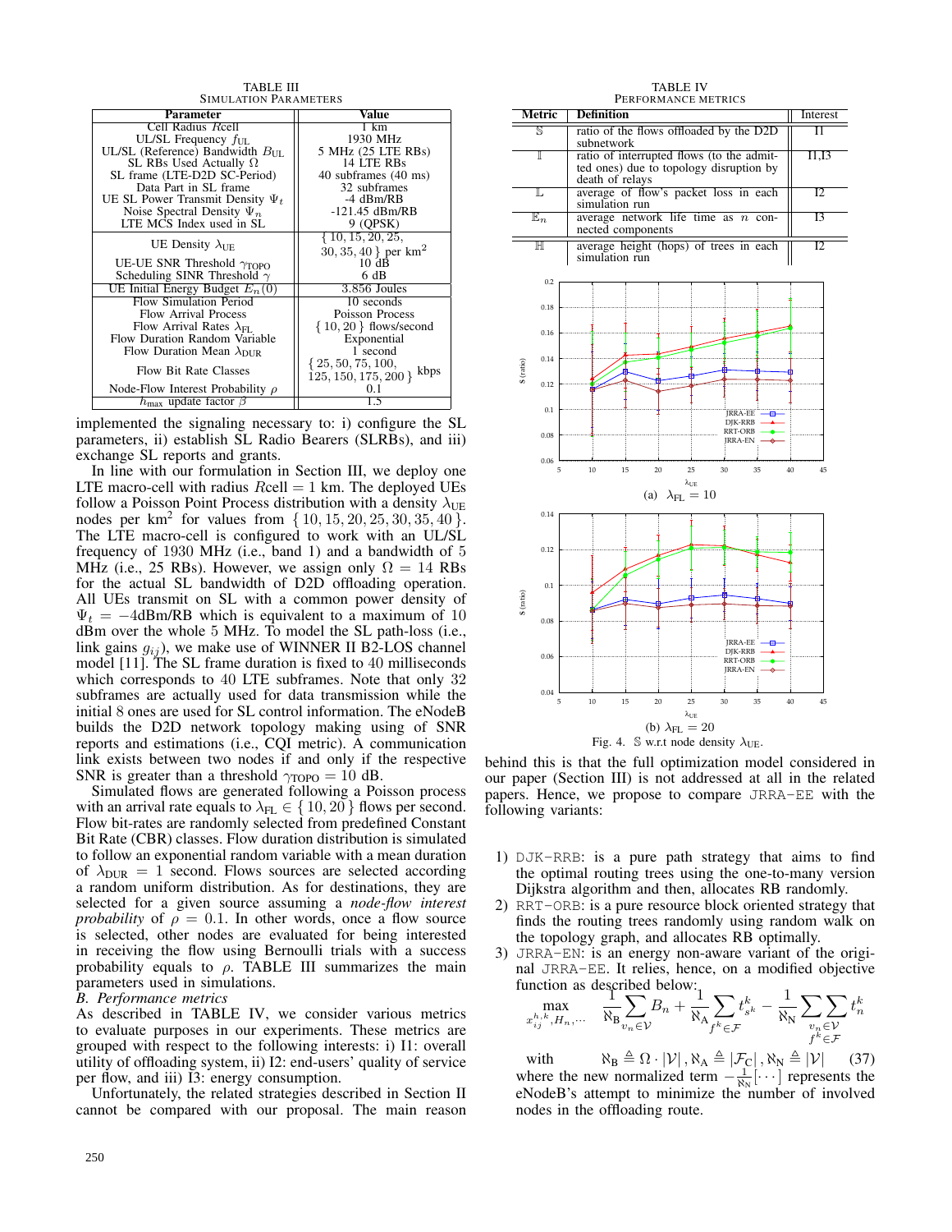TABLE III
SIMULATION PARAMETERS

| Parameter | Value |
|---|---|
| Cell Radius $R$cell | 1 km |
| UL/SL Frequency $f_{\text{UL}}$ | 1930 MHz |
| UL/SL (Reference) Bandwidth $B_{\text{UL}}$ | 5 MHz (25 LTE RBs) |
| SL RBs Used Actually $\Omega$ | 14 LTE RBs |
| SL frame (LTE-D2D SC-Period) | 40 subframes (40 ms) |
| Data Part in SL frame | 32 subframes |
| UE SL Power Transmit Density $\Psi_t$ | -4 dBm/RB |
| Noise Spectral Density $\Psi_n$ | -121.45 dBm/RB |
| LTE MCS Index used in SL | 9 (QPSK) |
| UE Density $\lambda_{\text{UE}}$ | $\{10, 15, 20, 25, 30, 35, 40\}$ per km$^2$ |
| UE-UE SNR Threshold $\gamma_{\text{TOPO}}$ | 10 dB |
| Scheduling SINR Threshold $\gamma$ | 6 dB |
| UE Initial Energy Budget $E_n(0)$ | 3.856 Joules |
| Flow Simulation Period | 10 seconds |
| Flow Arrival Process | Poisson Process |
| Flow Arrival Rates $\lambda_{\text{FL}}$ | $\{10, 20\}$ flows/second |
| Flow Duration Random Variable | Exponential |
| Flow Duration Mean $\lambda_{\text{DUR}}$ | 1 second |
| Flow Bit Rate Classes | $\{25, 50, 75, 100, 125, 150, 175, 200\}$ kbps |
| Node-Flow Interest Probability $\rho$ | 0.1 |
| $h_{\max}$ update factor $\beta$ | 1.5 |

implemented the signaling necessary to: i) configure the SL parameters, ii) establish SL Radio Bearers (SLRBs), and iii) exchange SL reports and grants.

In line with our formulation in Section III, we deploy one LTE macro-cell with radius $R$cell $= 1$ km. The deployed UEs follow a Poisson Point Process distribution with a density $\lambda_{\text{UE}}$ nodes per km$^2$ for values from $\{10, 15, 20, 25, 30, 35, 40\}$. The LTE macro-cell is configured to work with an UL/SL frequency of 1930 MHz (i.e., band 1) and a bandwidth of 5 MHz (i.e., 25 RBs). However, we assign only $\Omega = 14$ RBs for the actual SL bandwidth of D2D offloading operation. All UEs transmit on SL with a common power density of $\Psi_t = -4$dBm/RB which is equivalent to a maximum of 10 dBm over the whole 5 MHz. To model the SL path-loss (i.e., link gains $g_{ij}$), we make use of WINNER II B2-LOS channel model [11]. The SL frame duration is fixed to 40 milliseconds which corresponds to 40 LTE subframes. Note that only 32 subframes are actually used for data transmission while the initial 8 ones are used for SL control information. The eNodeB builds the D2D network topology making using of SNR reports and estimations (i.e., CQI metric). A communication link exists between two nodes if and only if the respective SNR is greater than a threshold $\gamma_{\text{TOPO}} = 10$ dB.

Simulated flows are generated following a Poisson process with an arrival rate equals to $\lambda_{\text{FL}} \in \{10, 20\}$ flows per second. Flow bit-rates are randomly selected from predefined Constant Bit Rate (CBR) classes. Flow duration distribution is simulated to follow an exponential random variable with a mean duration of $\lambda_{\text{DUR}} = 1$ second. Flows sources are selected according a random uniform distribution. As for destinations, they are selected for a given source assuming a *node-flow interest probability* of $\rho = 0.1$. In other words, once a flow source is selected, other nodes are evaluated for being interested in receiving the flow using Bernoulli trials with a success probability equals to $\rho$. TABLE III summarizes the main parameters used in simulations.

### B. Performance metrics

As described in TABLE IV, we consider various metrics to evaluate purposes in our experiments. These metrics are grouped with respect to the following interests: i) I1: overall utility of offloading system, ii) I2: end-users' quality of service per flow, and iii) I3: energy consumption.

Unfortunately, the related strategies described in Section II cannot be compared with our proposal. The main reason behind this is that the full optimization model considered in our paper (Section III) is not addressed at all in the related papers. Hence, we propose to compare JRRA-EE with the following variants:

TABLE IV
PERFORMANCE METRICS

| Metric | Definition | Interest |
|---|---|---|
| $\mathbb{S}$ | ratio of the flows offloaded by the D2D subnetwork | I1 |
| $\mathbb{I}$ | ratio of interrupted flows (to the admitted ones) due to topology disruption by death of relays | I1,I3 |
| $\mathbb{L}$ | average of flow's packet loss in each simulation run | I2 |
| $\mathbb{E}_n$ | average network life time as $n$ connected components | I3 |
| $\mathbb{H}$ | average height (hops) of trees in each simulation run | I2 |

(a) $\lambda_{\text{FL}} = 10$

(b) $\lambda_{\text{FL}} = 20$

Fig. 4. $\mathbb{S}$ w.r.t node density $\lambda_{\text{UE}}$.

1) DJK-RRB: is a pure path strategy that aims to find the optimal routing trees using the one-to-many version Dijkstra algorithm and then, allocates RB randomly.
2) RRT-ORB: is a pure resource block oriented strategy that finds the routing trees randomly using random walk on the topology graph, and allocates RB optimally.
3) JRRA-EN: is an energy non-aware variant of the original JRRA-EE. It relies, hence, on a modified objective function as described below:

$$\max_{x_{ij}^{h,k}, H_n, \cdots} \frac{1}{\aleph_{\text{B}}} \sum_{v_n \in \mathcal{V}} B_n + \frac{1}{\aleph_{\text{A}}} \sum_{f^k \in \mathcal{F}} t_{s^k}^k - \frac{1}{\aleph_{\text{N}}} \sum_{\substack{v_n \in \mathcal{V} \\ f^k \in \mathcal{F}}} t_n^k$$

$$\text{with} \qquad \aleph_{\text{B}} \triangleq \Omega \cdot |\mathcal{V}|, \aleph_{\text{A}} \triangleq |\mathcal{F}_{\text{C}}|, \aleph_{\text{N}} \triangleq |\mathcal{V}| \qquad (37)$$

where the new normalized term $-\frac{1}{\aleph_{\text{N}}}[\cdots]$ represents the eNodeB's attempt to minimize the number of involved nodes in the offloading route.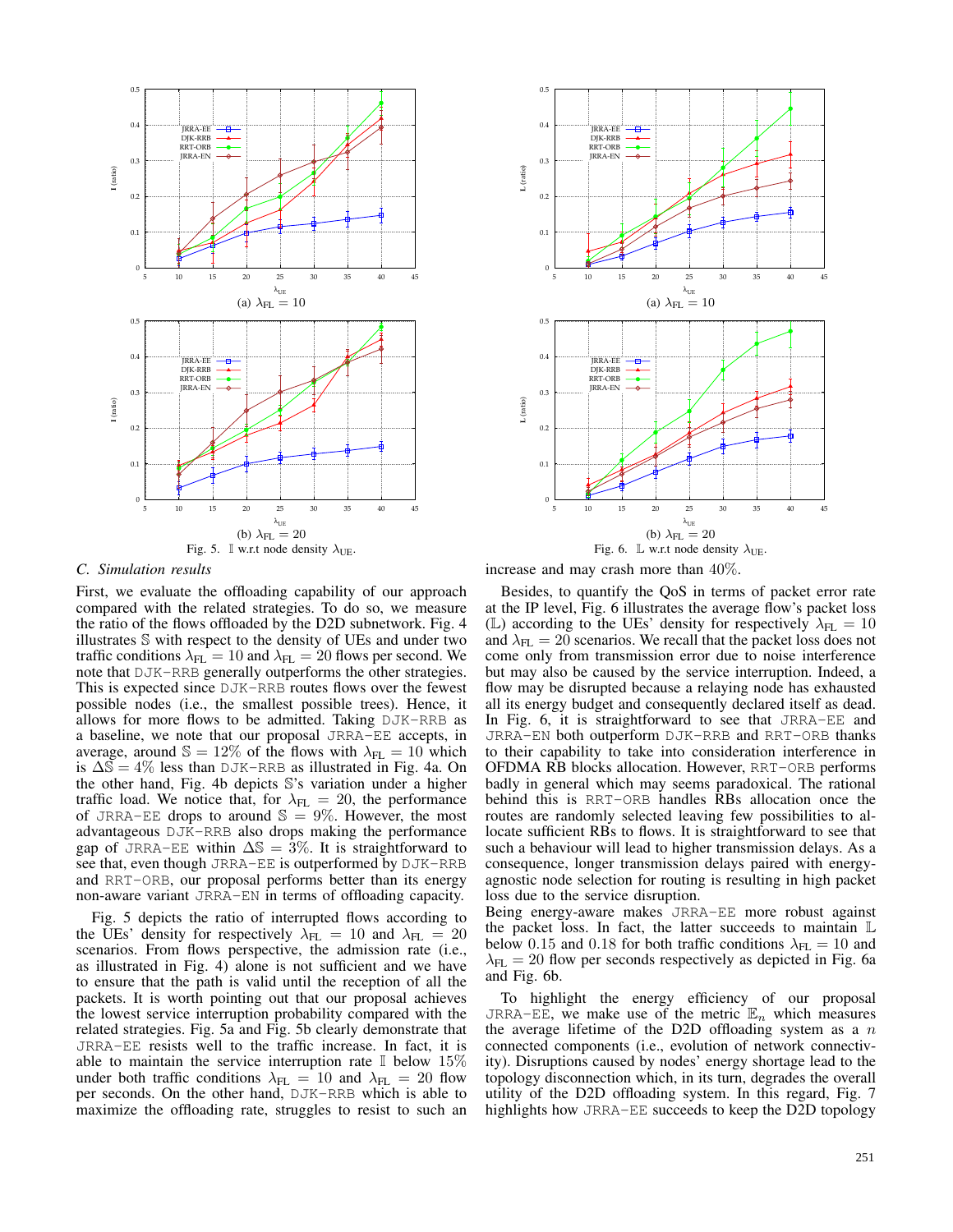(a) $\lambda_{\text{FL}} = 10$

(b) $\lambda_{\text{FL}} = 20$

Fig. 5. $\mathbb{I}$ w.r.t node density $\lambda_{\text{UE}}$.

(a) $\lambda_{\text{FL}} = 10$

(b) $\lambda_{\text{FL}} = 20$

Fig. 6. $\mathbb{L}$ w.r.t node density $\lambda_{\text{UE}}$.

### *C. Simulation results*

First, we evaluate the offloading capability of our approach compared with the related strategies. To do so, we measure the ratio of the flows offloaded by the D2D subnetwork. Fig. 4 illustrates $\mathbb{S}$ with respect to the density of UEs and under two traffic conditions $\lambda_{\text{FL}} = 10$ and $\lambda_{\text{FL}} = 20$ flows per second. We note that DJK-RRB generally outperforms the other strategies. This is expected since DJK-RRB routes flows over the fewest possible nodes (i.e., the smallest possible trees). Hence, it allows for more flows to be admitted. Taking DJK-RRB as a baseline, we note that our proposal JRRA-EE accepts, in average, around $\mathbb{S} = 12\%$ of the flows with $\lambda_{\text{FL}} = 10$ which is $\Delta\mathbb{S} = 4\%$ less than DJK-RRB as illustrated in Fig. 4a. On the other hand, Fig. 4b depicts $\mathbb{S}$'s variation under a higher traffic load. We notice that, for $\lambda_{\text{FL}} = 20$, the performance of JRRA-EE drops to around $\mathbb{S} = 9\%$. However, the most advantageous DJK-RRB also drops making the performance gap of JRRA-EE within $\Delta\mathbb{S} = 3\%$. It is straightforward to see that, even though JRRA-EE is outperformed by DJK-RRB and RRT-ORB, our proposal performs better than its energy non-aware variant JRRA-EN in terms of offloading capacity.

Fig. 5 depicts the ratio of interrupted flows according to the UEs' density for respectively $\lambda_{\text{FL}} = 10$ and $\lambda_{\text{FL}} = 20$ scenarios. From flows perspective, the admission rate (i.e., as illustrated in Fig. 4) alone is not sufficient and we have to ensure that the path is valid until the reception of all the packets. It is worth pointing out that our proposal achieves the lowest service interruption probability compared with the related strategies. Fig. 5a and Fig. 5b clearly demonstrate that JRRA-EE resists well to the traffic increase. In fact, it is able to maintain the service interruption rate $\mathbb{I}$ below $15\%$ under both traffic conditions $\lambda_{\text{FL}} = 10$ and $\lambda_{\text{FL}} = 20$ flow per seconds. On the other hand, DJK-RRB which is able to maximize the offloading rate, struggles to resist to such an increase and may crash more than $40\%$.

Besides, to quantify the QoS in terms of packet error rate at the IP level, Fig. 6 illustrates the average flow's packet loss ($\mathbb{L}$) according to the UEs' density for respectively $\lambda_{\text{FL}} = 10$ and $\lambda_{\text{FL}} = 20$ scenarios. We recall that the packet loss does not come only from transmission error due to noise interference but may also be caused by the service interruption. Indeed, a flow may be disrupted because a relaying node has exhausted all its energy budget and consequently declared itself as dead. In Fig. 6, it is straightforward to see that JRRA-EE and JRRA-EN both outperform DJK-RRB and RRT-ORB thanks to their capability to take into consideration interference in OFDMA RB blocks allocation. However, RRT-ORB performs badly in general which may seems paradoxical. The rational behind this is RRT-ORB handles RBs allocation once the routes are randomly selected leaving few possibilities to allocate sufficient RBs to flows. It is straightforward to see that such a behaviour will lead to higher transmission delays. As a consequence, longer transmission delays paired with energy-agnostic node selection for routing is resulting in high packet loss due to the service disruption.
Being energy-aware makes JRRA-EE more robust against the packet loss. In fact, the latter succeeds to maintain $\mathbb{L}$ below $0.15$ and $0.18$ for both traffic conditions $\lambda_{\text{FL}} = 10$ and $\lambda_{\text{FL}} = 20$ flow per seconds respectively as depicted in Fig. 6a and Fig. 6b.

To highlight the energy efficiency of our proposal JRRA-EE, we make use of the metric $\mathbb{E}_n$ which measures the average lifetime of the D2D offloading system as a $n$ connected components (i.e., evolution of network connectivity). Disruptions caused by nodes' energy shortage lead to the topology disconnection which, in its turn, degrades the overall utility of the D2D offloading system. In this regard, Fig. 7 highlights how JRRA-EE succeeds to keep the D2D topology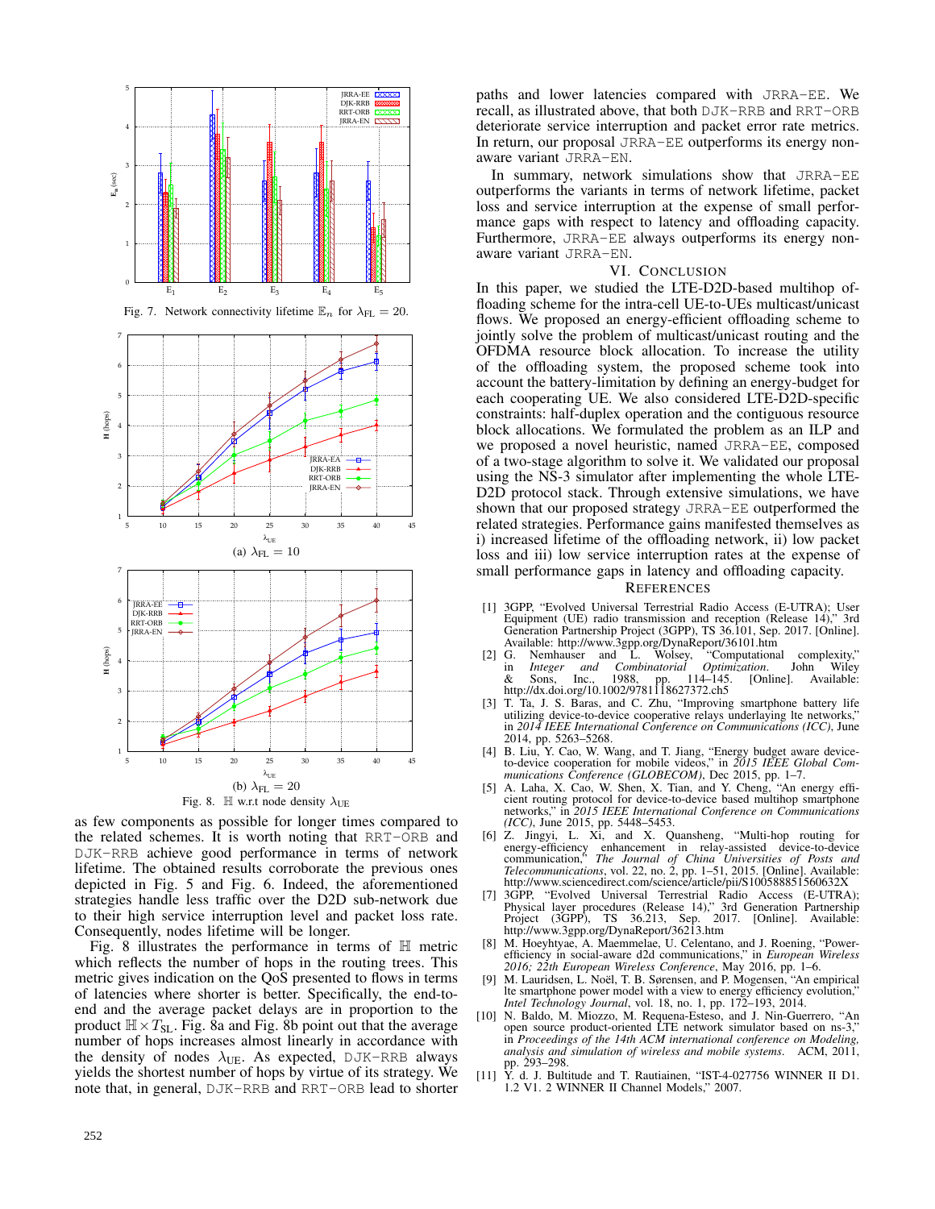5

4

3

2

1

0

$\mathbb{E}_n$ (sec)

JRRA-EE
DJK-RRB
RRT-ORB
JRRA-EN

$E_1$ $E_2$ $E_3$ $E_4$ $E_5$

Fig. 7. Network connectivity lifetime $\mathbb{E}_n$ for $\lambda_{\mathrm{FL}} = 20$.

7

6

5

4

3

2

1

H (hops)

JRRA-EA
DJK-RRB
RRT-ORB
JRRA-EN

5 10 15 20 25 30 35 40 45

$\lambda_{\mathrm{UE}}$

(a) $\lambda_{\mathrm{FL}} = 10$

7

6

5

4

3

2

1

H (hops)

JRRA-EE
DJK-RRB
RRT-ORB
JRRA-EN

5 10 15 20 25 30 35 40 45

$\lambda_{\mathrm{UE}}$

(b) $\lambda_{\mathrm{FL}} = 20$

Fig. 8. $\mathbb{H}$ w.r.t node density $\lambda_{\mathrm{UE}}$

as few components as possible for longer times compared to the related schemes. It is worth noting that RRT-ORB and DJK-RRB achieve good performance in terms of network lifetime. The obtained results corroborate the previous ones depicted in Fig. 5 and Fig. 6. Indeed, the aforementioned strategies handle less traffic over the D2D sub-network due to their high service interruption level and packet loss rate. Consequently, nodes lifetime will be longer.

Fig. 8 illustrates the performance in terms of $\mathbb{H}$ metric which reflects the number of hops in the routing trees. This metric gives indication on the QoS presented to flows in terms of latencies where shorter is better. Specifically, the end-to-end and the average packet delays are in proportion to the product $\mathbb{H} \times T_{\mathrm{SL}}$. Fig. 8a and Fig. 8b point out that the average number of hops increases almost linearly in accordance with the density of nodes $\lambda_{\mathrm{UE}}$. As expected, DJK-RRB always yields the shortest number of hops by virtue of its strategy. We note that, in general, DJK-RRB and RRT-ORB lead to shorter paths and lower latencies compared with JRRA-EE. We recall, as illustrated above, that both DJK-RRB and RRT-ORB deteriorate service interruption and packet error rate metrics. In return, our proposal JRRA-EE outperforms its energy non-aware variant JRRA-EN.

In summary, network simulations show that JRRA-EE outperforms the variants in terms of network lifetime, packet loss and service interruption at the expense of small performance gaps with respect to latency and offloading capacity. Furthermore, JRRA-EE always outperforms its energy non-aware variant JRRA-EN.

## VI. Conclusion

In this paper, we studied the LTE-D2D-based multihop offloading scheme for the intra-cell UE-to-UEs multicast/unicast flows. We proposed an energy-efficient offloading scheme to jointly solve the problem of multicast/unicast routing and the OFDMA resource block allocation. To increase the utility of the offloading system, the proposed scheme took into account the battery-limitation by defining an energy-budget for each cooperating UE. We also considered LTE-D2D-specific constraints: half-duplex operation and the contiguous resource block allocations. We formulated the problem as an ILP and we proposed a novel heuristic, named JRRA-EE, composed of a two-stage algorithm to solve it. We validated our proposal using the NS-3 simulator after implementing the whole LTE-D2D protocol stack. Through extensive simulations, we have shown that our proposed strategy JRRA-EE outperformed the related strategies. Performance gains manifested themselves as i) increased lifetime of the offloading network, ii) low packet loss and iii) low service interruption rates at the expense of small performance gaps in latency and offloading capacity.

## References

[1] 3GPP, "Evolved Universal Terrestrial Radio Access (E-UTRA); User Equipment (UE) radio transmission and reception (Release 14)," 3rd Generation Partnership Project (3GPP), TS 36.101, Sep. 2017. [Online]. Available: http://www.3gpp.org/DynaReport/36101.htm

[2] G. Nemhauser and L. Wolsey, "Computational complexity," in *Integer and Combinatorial Optimization*. John Wiley & Sons, Inc., 1988, pp. 114–145. [Online]. Available: http://dx.doi.org/10.1002/9781118627372.ch5

[3] T. Ta, J. S. Baras, and C. Zhu, "Improving smartphone battery life utilizing device-to-device cooperative relays underlaying lte networks," in *2014 IEEE International Conference on Communications (ICC)*, June 2014, pp. 5263–5268.

[4] B. Liu, Y. Cao, W. Wang, and T. Jiang, "Energy budget aware device-to-device cooperation for mobile videos," in *2015 IEEE Global Communications Conference (GLOBECOM)*, Dec 2015, pp. 1–7.

[5] A. Laha, X. Cao, W. Shen, X. Tian, and Y. Cheng, "An energy efficient routing protocol for device-to-device based multihop smartphone networks," in *2015 IEEE International Conference on Communications (ICC)*, June 2015, pp. 5448–5453.

[6] Z. Jingyi, L. Xi, and X. Quansheng, "Multi-hop routing for energy-efficiency enhancement in relay-assisted device-to-device communication," *The Journal of China Universities of Posts and Telecommunications*, vol. 22, no. 2, pp. 1–51, 2015. [Online]. Available: http://www.sciencedirect.com/science/article/pii/S100588851560632X

[7] 3GPP, "Evolved Universal Terrestrial Radio Access (E-UTRA); Physical layer procedures (Release 14)," 3rd Generation Partnership Project (3GPP), TS 36.213, Sep. 2017. [Online]. Available: http://www.3gpp.org/DynaReport/36213.htm

[8] M. Hoeyhtyae, A. Maemmelae, U. Celentano, and J. Roening, "Power-efficiency in social-aware d2d communications," in *European Wireless 2016; 22th European Wireless Conference*, May 2016, pp. 1–6.

[9] M. Lauridsen, L. Noël, T. B. Sørensen, and P. Mogensen, "An empirical lte smartphone power model with a view to energy efficiency evolution," *Intel Technology Journal*, vol. 18, no. 1, pp. 172–193, 2014.

[10] N. Baldo, M. Miozzo, M. Requena-Esteso, and J. Nin-Guerrero, "An open source product-oriented LTE network simulator based on ns-3," in *Proceedings of the 14th ACM international conference on Modeling, analysis and simulation of wireless and mobile systems*. ACM, 2011, pp. 293–298.

[11] Y. d. J. Bultitude and T. Rautiainen, "IST-4-027756 WINNER II D1. 1.2 V1. 2 WINNER II Channel Models," 2007.